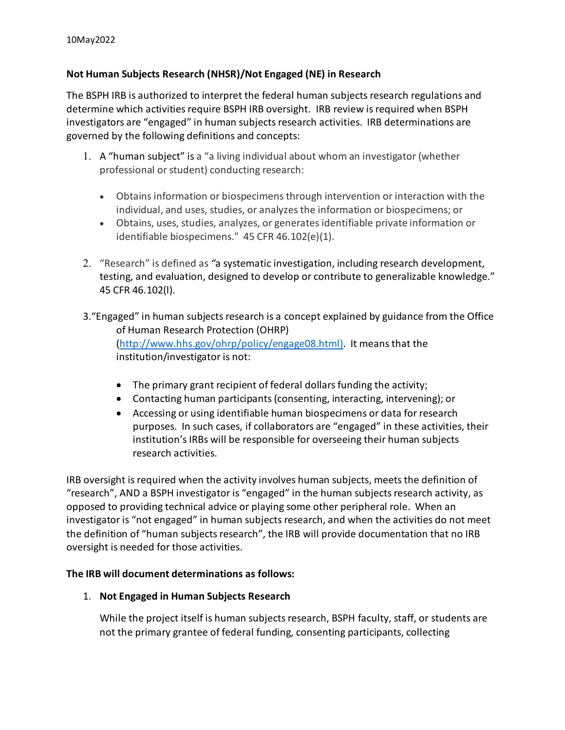10May2022

**Not Human Subjects Research (NHSR)/Not Engaged (NE) in Research**

The BSPH IRB is authorized to interpret the federal human subjects research regulations and determine which activities require BSPH IRB oversight. IRB review is required when BSPH investigators are "engaged" in human subjects research activities. IRB determinations are governed by the following definitions and concepts:

1. A "human subject" is a "a living individual about whom an investigator (whether professional or student) conducting research:
   - Obtains information or biospecimens through intervention or interaction with the individual, and uses, studies, or analyzes the information or biospecimens; or
   - Obtains, uses, studies, analyzes, or generates identifiable private information or identifiable biospecimens." 45 CFR 46.102(e)(1).

2. "Research" is defined as "a systematic investigation, including research development, testing, and evaluation, designed to develop or contribute to generalizable knowledge." 45 CFR 46.102(l).

3. "Engaged" in human subjects research is a concept explained by guidance from the Office of Human Research Protection (OHRP) (http://www.hhs.gov/ohrp/policy/engage08.html). It means that the institution/investigator is not:
   - The primary grant recipient of federal dollars funding the activity;
   - Contacting human participants (consenting, interacting, intervening); or
   - Accessing or using identifiable human biospecimens or data for research purposes. In such cases, if collaborators are "engaged" in these activities, their institution's IRBs will be responsible for overseeing their human subjects research activities.

IRB oversight is required when the activity involves human subjects, meets the definition of "research", AND a BSPH investigator is "engaged" in the human subjects research activity, as opposed to providing technical advice or playing some other peripheral role. When an investigator is "not engaged" in human subjects research, and when the activities do not meet the definition of "human subjects research", the IRB will provide documentation that no IRB oversight is needed for those activities.

**The IRB will document determinations as follows:**

1. **Not Engaged in Human Subjects Research**

   While the project itself is human subjects research, BSPH faculty, staff, or students are not the primary grantee of federal funding, consenting participants, collecting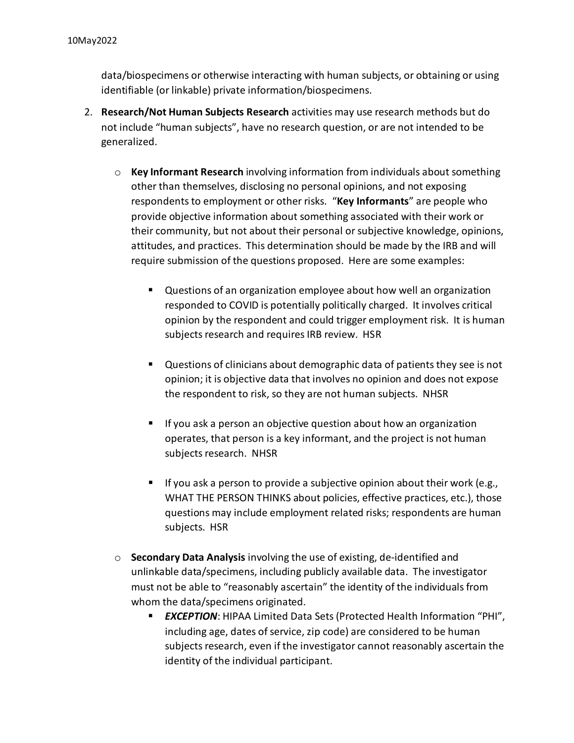data/biospecimens or otherwise interacting with human subjects, or obtaining or using identifiable (or linkable) private information/biospecimens.

2. **Research/Not Human Subjects Research** activities may use research methods but do not include "human subjects", have no research question, or are not intended to be generalized.

   - **Key Informant Research** involving information from individuals about something other than themselves, disclosing no personal opinions, and not exposing respondents to employment or other risks. "**Key Informants**" are people who provide objective information about something associated with their work or their community, but not about their personal or subjective knowledge, opinions, attitudes, and practices. This determination should be made by the IRB and will require submission of the questions proposed. Here are some examples:

     - Questions of an organization employee about how well an organization responded to COVID is potentially politically charged. It involves critical opinion by the respondent and could trigger employment risk. It is human subjects research and requires IRB review. HSR

     - Questions of clinicians about demographic data of patients they see is not opinion; it is objective data that involves no opinion and does not expose the respondent to risk, so they are not human subjects. NHSR

     - If you ask a person an objective question about how an organization operates, that person is a key informant, and the project is not human subjects research. NHSR

     - If you ask a person to provide a subjective opinion about their work (e.g., WHAT THE PERSON THINKS about policies, effective practices, etc.), those questions may include employment related risks; respondents are human subjects. HSR

   - **Secondary Data Analysis** involving the use of existing, de-identified and unlinkable data/specimens, including publicly available data. The investigator must not be able to "reasonably ascertain" the identity of the individuals from whom the data/specimens originated.
     - ***EXCEPTION***: HIPAA Limited Data Sets (Protected Health Information "PHI", including age, dates of service, zip code) are considered to be human subjects research, even if the investigator cannot reasonably ascertain the identity of the individual participant.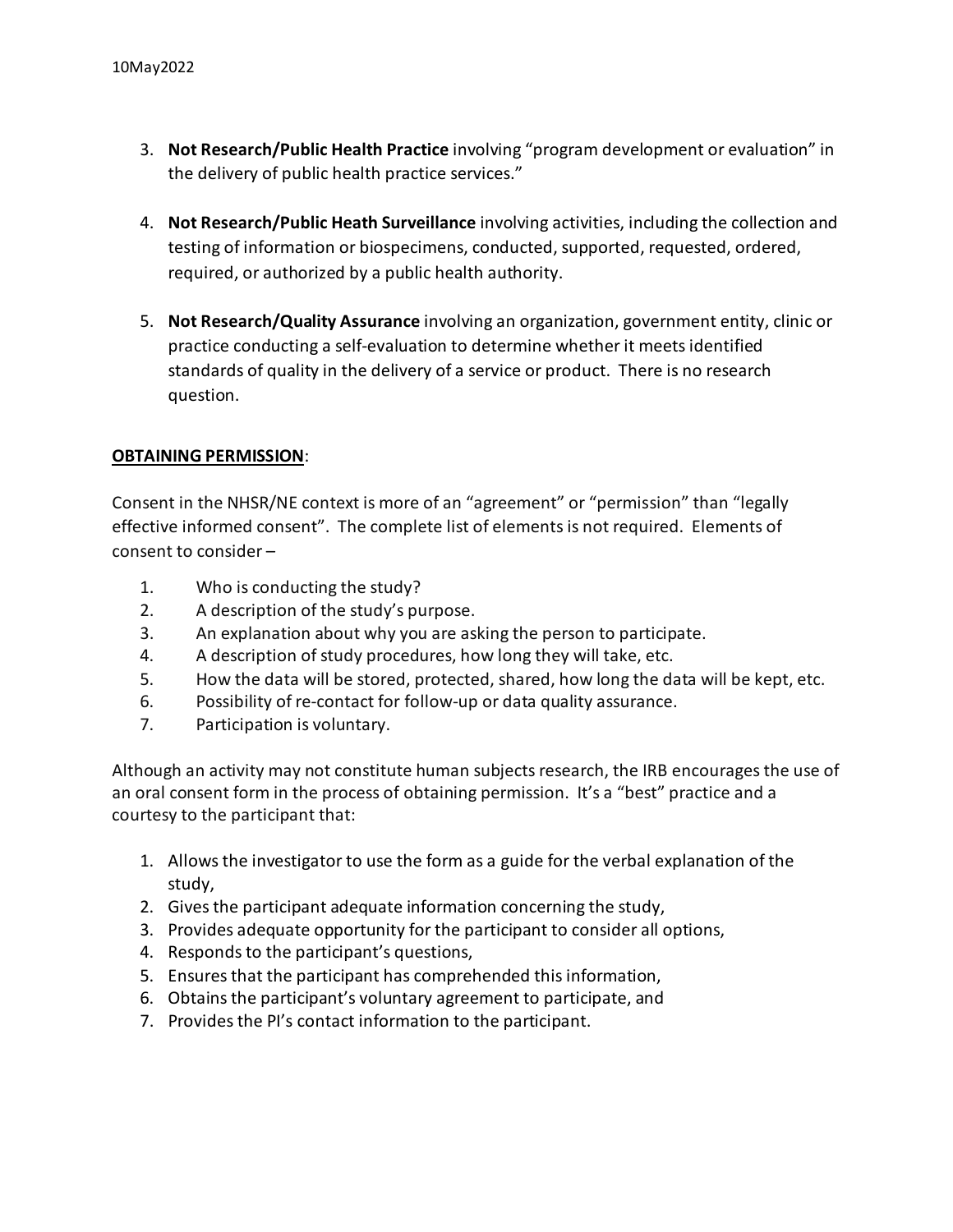3. **Not Research/Public Health Practice** involving "program development or evaluation" in the delivery of public health practice services."

4. **Not Research/Public Heath Surveillance** involving activities, including the collection and testing of information or biospecimens, conducted, supported, requested, ordered, required, or authorized by a public health authority.

5. **Not Research/Quality Assurance** involving an organization, government entity, clinic or practice conducting a self-evaluation to determine whether it meets identified standards of quality in the delivery of a service or product. There is no research question.

**OBTAINING PERMISSION**:

Consent in the NHSR/NE context is more of an "agreement" or "permission" than "legally effective informed consent". The complete list of elements is not required. Elements of consent to consider –

1. Who is conducting the study?
2. A description of the study's purpose.
3. An explanation about why you are asking the person to participate.
4. A description of study procedures, how long they will take, etc.
5. How the data will be stored, protected, shared, how long the data will be kept, etc.
6. Possibility of re-contact for follow-up or data quality assurance.
7. Participation is voluntary.

Although an activity may not constitute human subjects research, the IRB encourages the use of an oral consent form in the process of obtaining permission. It's a "best" practice and a courtesy to the participant that:

1. Allows the investigator to use the form as a guide for the verbal explanation of the study,
2. Gives the participant adequate information concerning the study,
3. Provides adequate opportunity for the participant to consider all options,
4. Responds to the participant's questions,
5. Ensures that the participant has comprehended this information,
6. Obtains the participant's voluntary agreement to participate, and
7. Provides the PI's contact information to the participant.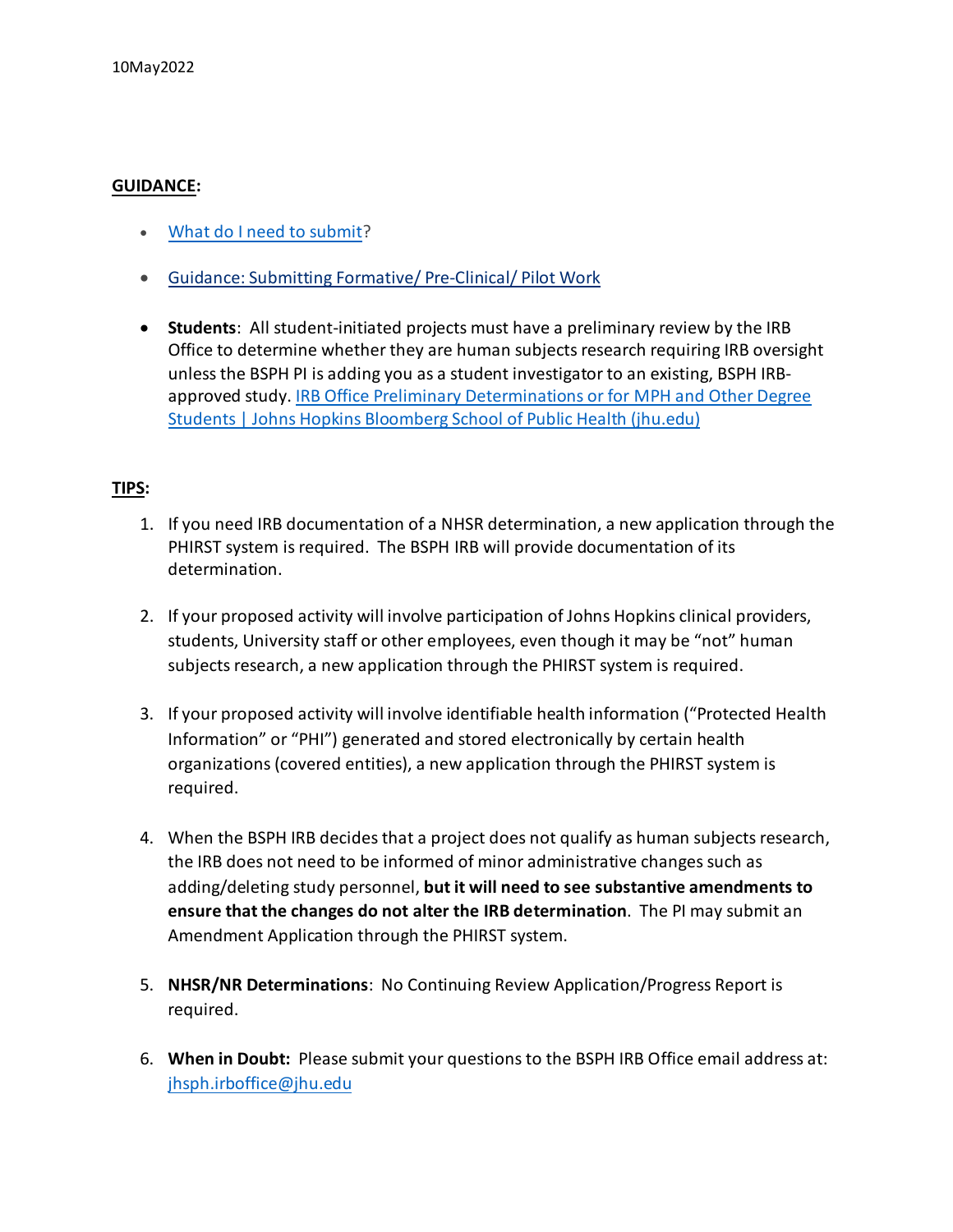10May2022

**GUIDANCE**:

- [What do I need to submit]?
- [Guidance: Submitting Formative/ Pre-Clinical/ Pilot Work]
- **Students**: All student-initiated projects must have a preliminary review by the IRB Office to determine whether they are human subjects research requiring IRB oversight unless the BSPH PI is adding you as a student investigator to an existing, BSPH IRB-approved study. [IRB Office Preliminary Determinations or for MPH and Other Degree Students | Johns Hopkins Bloomberg School of Public Health (jhu.edu)]

**TIPS**:

1. If you need IRB documentation of a NHSR determination, a new application through the PHIRST system is required. The BSPH IRB will provide documentation of its determination.

2. If your proposed activity will involve participation of Johns Hopkins clinical providers, students, University staff or other employees, even though it may be "not" human subjects research, a new application through the PHIRST system is required.

3. If your proposed activity will involve identifiable health information ("Protected Health Information" or "PHI") generated and stored electronically by certain health organizations (covered entities), a new application through the PHIRST system is required.

4. When the BSPH IRB decides that a project does not qualify as human subjects research, the IRB does not need to be informed of minor administrative changes such as adding/deleting study personnel, **but it will need to see substantive amendments to ensure that the changes do not alter the IRB determination**. The PI may submit an Amendment Application through the PHIRST system.

5. **NHSR/NR Determinations**: No Continuing Review Application/Progress Report is required.

6. **When in Doubt:** Please submit your questions to the BSPH IRB Office email address at: jhsph.irboffice@jhu.edu